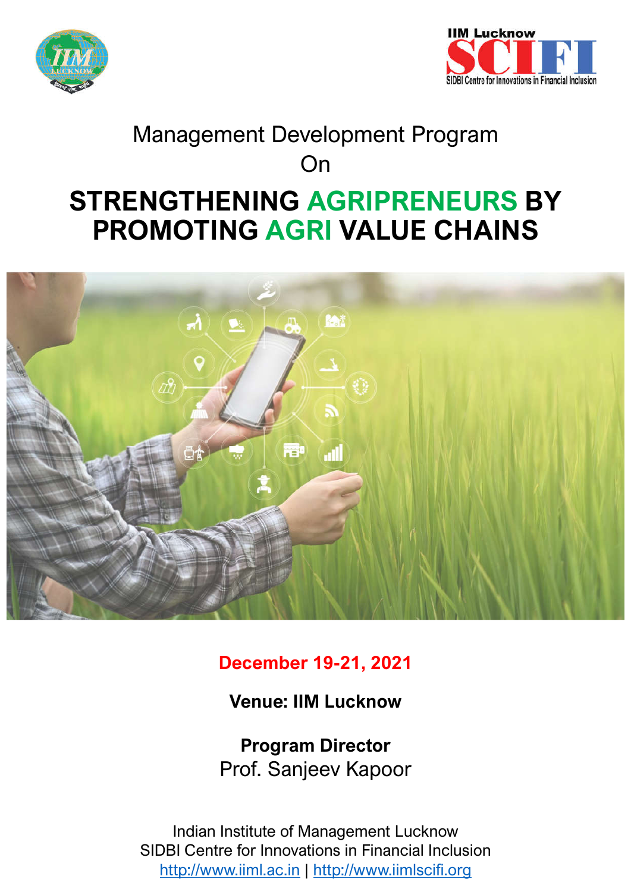Management Development Program

On

# STRENGTHENING AGRIPRENEURS BY PROMOTING AGRI VALUE CHAINS

**December 19-21, 2021**

**Venue: IIM Lucknow**

**Program Director**

Prof. Sanjeev Kapoor

Indian Institute of Management Lucknow

SIDBI Centre for Innovations in Financial Inclusion

http://www.iiml.ac.in | http://www.iimlscifi.org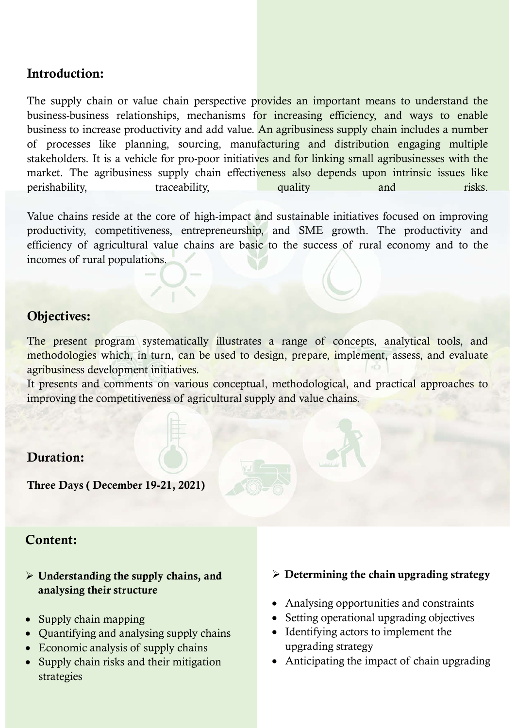## Introduction:

The supply chain or value chain perspective provides an important means to understand the business-business relationships, mechanisms for increasing efficiency, and ways to enable business to increase productivity and add value. An agribusiness supply chain includes a number of processes like planning, sourcing, manufacturing and distribution engaging multiple stakeholders. It is a vehicle for pro-poor initiatives and for linking small agribusinesses with the market. The agribusiness supply chain effectiveness also depends upon intrinsic issues like perishability, traceability, quality and risks.

Value chains reside at the core of high-impact and sustainable initiatives focused on improving productivity, competitiveness, entrepreneurship, and SME growth. The productivity and efficiency of agricultural value chains are basic to the success of rural economy and to the incomes of rural populations.

## Objectives:

The present program systematically illustrates a range of concepts, analytical tools, and methodologies which, in turn, can be used to design, prepare, implement, assess, and evaluate agribusiness development initiatives.
It presents and comments on various conceptual, methodological, and practical approaches to improving the competitiveness of agricultural supply and value chains.

## Duration:

**Three Days ( December 19-21, 2021)**

## Content:

- **Understanding the supply chains, and analysing their structure**

- Supply chain mapping
- Quantifying and analysing supply chains
- Economic analysis of supply chains
- Supply chain risks and their mitigation strategies

- **Determining the chain upgrading strategy**

- Analysing opportunities and constraints
- Setting operational upgrading objectives
- Identifying actors to implement the upgrading strategy
- Anticipating the impact of chain upgrading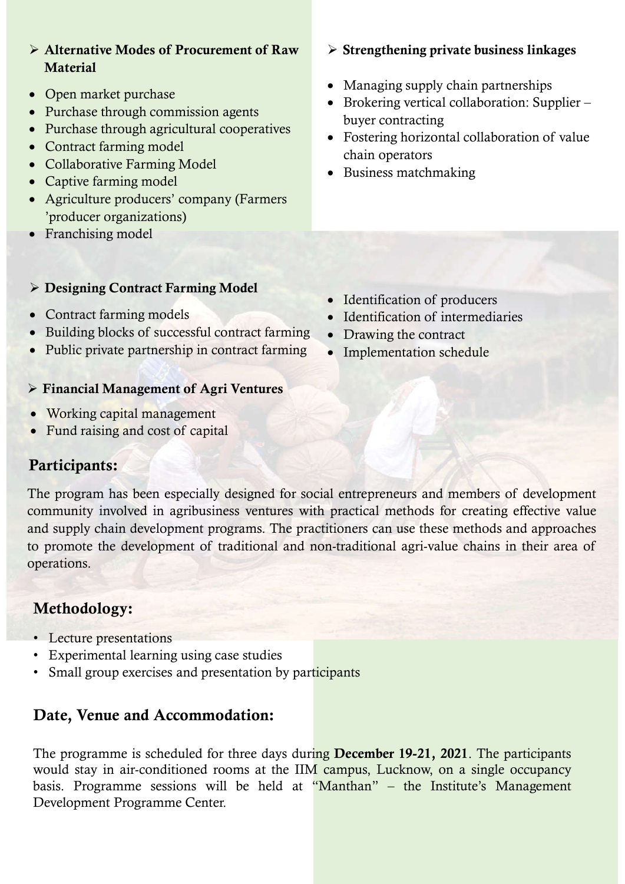### ➢ Alternative Modes of Procurement of Raw Material

- Open market purchase
- Purchase through commission agents
- Purchase through agricultural cooperatives
- Contract farming model
- Collaborative Farming Model
- Captive farming model
- Agriculture producers' company (Farmers 'producer organizations)
- Franchising model

### ➢ Strengthening private business linkages

- Managing supply chain partnerships
- Brokering vertical collaboration: Supplier – buyer contracting
- Fostering horizontal collaboration of value chain operators
- Business matchmaking

### ➢ Designing Contract Farming Model

- Contract farming models
- Building blocks of successful contract farming
- Public private partnership in contract farming
- Identification of producers
- Identification of intermediaries
- Drawing the contract
- Implementation schedule

### ➢ Financial Management of Agri Ventures

- Working capital management
- Fund raising and cost of capital

## Participants:

The program has been especially designed for social entrepreneurs and members of development community involved in agribusiness ventures with practical methods for creating effective value and supply chain development programs. The practitioners can use these methods and approaches to promote the development of traditional and non-traditional agri-value chains in their area of operations.

## Methodology:

- Lecture presentations
- Experimental learning using case studies
- Small group exercises and presentation by participants

## Date, Venue and Accommodation:

The programme is scheduled for three days during **December 19-21, 2021**. The participants would stay in air-conditioned rooms at the IIM campus, Lucknow, on a single occupancy basis. Programme sessions will be held at "Manthan" – the Institute's Management Development Programme Center.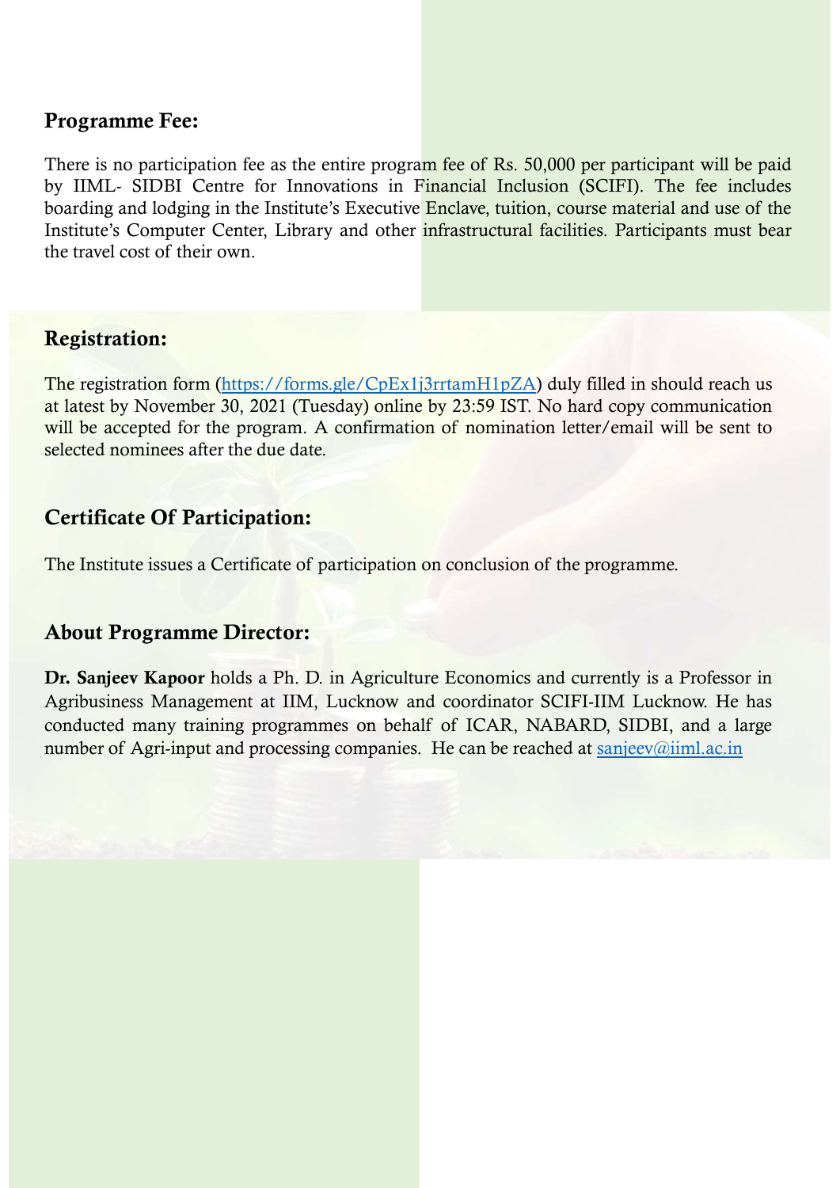## Programme Fee:

There is no participation fee as the entire program fee of Rs. 50,000 per participant will be paid by IIML- SIDBI Centre for Innovations in Financial Inclusion (SCIFI). The fee includes boarding and lodging in the Institute's Executive Enclave, tuition, course material and use of the Institute's Computer Center, Library and other infrastructural facilities. Participants must bear the travel cost of their own.

## Registration:

The registration form (https://forms.gle/CpEx1j3rrtamH1pZA) duly filled in should reach us at latest by November 30, 2021 (Tuesday) online by 23:59 IST. No hard copy communication will be accepted for the program. A confirmation of nomination letter/email will be sent to selected nominees after the due date.

## Certificate Of Participation:

The Institute issues a Certificate of participation on conclusion of the programme.

## About Programme Director:

**Dr. Sanjeev Kapoor** holds a Ph. D. in Agriculture Economics and currently is a Professor in Agribusiness Management at IIM, Lucknow and coordinator SCIFI-IIM Lucknow. He has conducted many training programmes on behalf of ICAR, NABARD, SIDBI, and a large number of Agri-input and processing companies. He can be reached at sanjeev@iiml.ac.in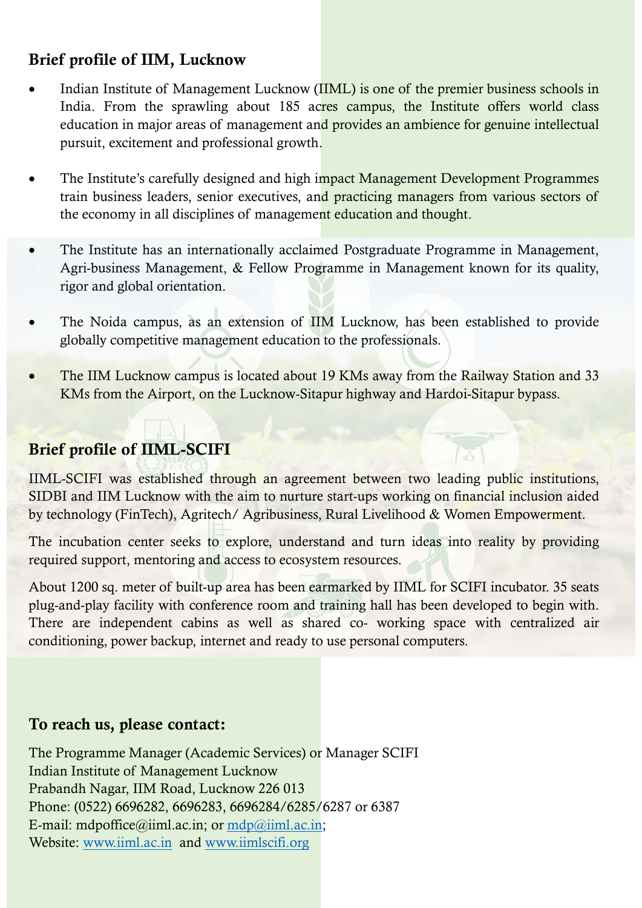## Brief profile of IIM, Lucknow

- Indian Institute of Management Lucknow (IIML) is one of the premier business schools in India. From the sprawling about 185 acres campus, the Institute offers world class education in major areas of management and provides an ambience for genuine intellectual pursuit, excitement and professional growth.
- The Institute's carefully designed and high impact Management Development Programmes train business leaders, senior executives, and practicing managers from various sectors of the economy in all disciplines of management education and thought.
- The Institute has an internationally acclaimed Postgraduate Programme in Management, Agri-business Management, & Fellow Programme in Management known for its quality, rigor and global orientation.
- The Noida campus, as an extension of IIM Lucknow, has been established to provide globally competitive management education to the professionals.
- The IIM Lucknow campus is located about 19 KMs away from the Railway Station and 33 KMs from the Airport, on the Lucknow-Sitapur highway and Hardoi-Sitapur bypass.

## Brief profile of IIML-SCIFI

IIML-SCIFI was established through an agreement between two leading public institutions, SIDBI and IIM Lucknow with the aim to nurture start-ups working on financial inclusion aided by technology (FinTech), Agritech/ Agribusiness, Rural Livelihood & Women Empowerment.

The incubation center seeks to explore, understand and turn ideas into reality by providing required support, mentoring and access to ecosystem resources.

About 1200 sq. meter of built-up area has been earmarked by IIML for SCIFI incubator. 35 seats plug-and-play facility with conference room and training hall has been developed to begin with. There are independent cabins as well as shared co- working space with centralized air conditioning, power backup, internet and ready to use personal computers.

## To reach us, please contact:

The Programme Manager (Academic Services) or Manager SCIFI
Indian Institute of Management Lucknow
Prabandh Nagar, IIM Road, Lucknow 226 013
Phone: (0522) 6696282, 6696283, 6696284/6285/6287 or 6387
E-mail: mdpoffice@iiml.ac.in; or mdp@iiml.ac.in;
Website: www.iiml.ac.in and www.iimlscifi.org